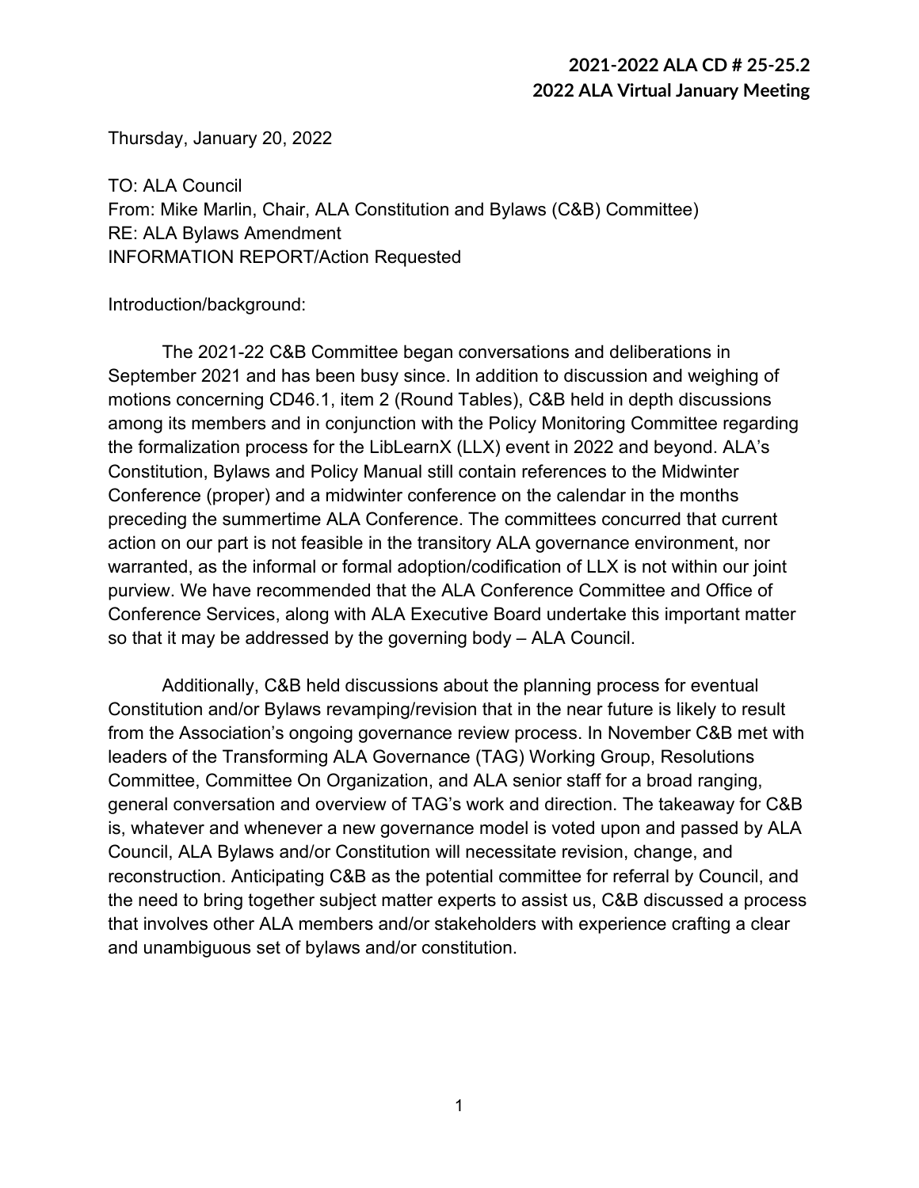**2021-2022 ALA CD # 25-25.2**
**2022 ALA Virtual January Meeting**

Thursday, January 20, 2022

TO: ALA Council
From: Mike Marlin, Chair, ALA Constitution and Bylaws (C&B) Committee)
RE: ALA Bylaws Amendment
INFORMATION REPORT/Action Requested

Introduction/background:

The 2021-22 C&B Committee began conversations and deliberations in September 2021 and has been busy since. In addition to discussion and weighing of motions concerning CD46.1, item 2 (Round Tables), C&B held in depth discussions among its members and in conjunction with the Policy Monitoring Committee regarding the formalization process for the LibLearnX (LLX) event in 2022 and beyond. ALA's Constitution, Bylaws and Policy Manual still contain references to the Midwinter Conference (proper) and a midwinter conference on the calendar in the months preceding the summertime ALA Conference. The committees concurred that current action on our part is not feasible in the transitory ALA governance environment, nor warranted, as the informal or formal adoption/codification of LLX is not within our joint purview. We have recommended that the ALA Conference Committee and Office of Conference Services, along with ALA Executive Board undertake this important matter so that it may be addressed by the governing body – ALA Council.

Additionally, C&B held discussions about the planning process for eventual Constitution and/or Bylaws revamping/revision that in the near future is likely to result from the Association's ongoing governance review process. In November C&B met with leaders of the Transforming ALA Governance (TAG) Working Group, Resolutions Committee, Committee On Organization, and ALA senior staff for a broad ranging, general conversation and overview of TAG's work and direction. The takeaway for C&B is, whatever and whenever a new governance model is voted upon and passed by ALA Council, ALA Bylaws and/or Constitution will necessitate revision, change, and reconstruction. Anticipating C&B as the potential committee for referral by Council, and the need to bring together subject matter experts to assist us, C&B discussed a process that involves other ALA members and/or stakeholders with experience crafting a clear and unambiguous set of bylaws and/or constitution.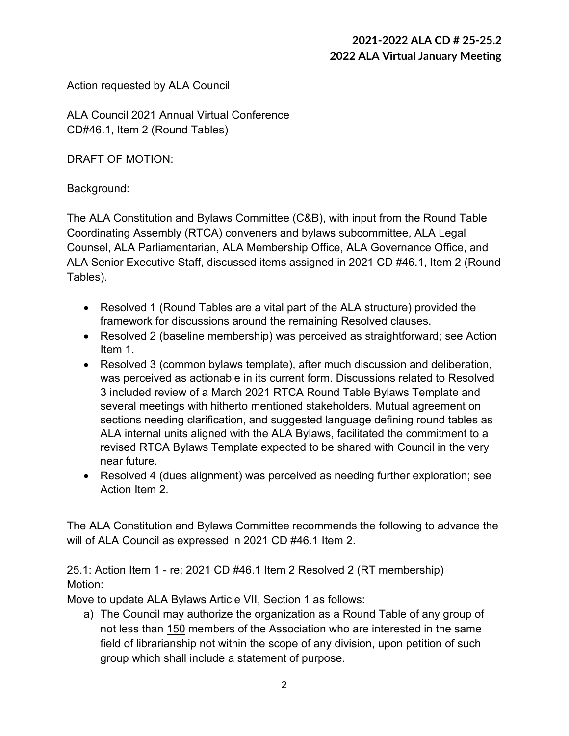**2021-2022 ALA CD # 25-25.2**
**2022 ALA Virtual January Meeting**

Action requested by ALA Council

ALA Council 2021 Annual Virtual Conference
CD#46.1, Item 2 (Round Tables)

DRAFT OF MOTION:

Background:

The ALA Constitution and Bylaws Committee (C&B), with input from the Round Table Coordinating Assembly (RTCA) conveners and bylaws subcommittee, ALA Legal Counsel, ALA Parliamentarian, ALA Membership Office, ALA Governance Office, and ALA Senior Executive Staff, discussed items assigned in 2021 CD #46.1, Item 2 (Round Tables).

- Resolved 1 (Round Tables are a vital part of the ALA structure) provided the framework for discussions around the remaining Resolved clauses.
- Resolved 2 (baseline membership) was perceived as straightforward; see Action Item 1.
- Resolved 3 (common bylaws template), after much discussion and deliberation, was perceived as actionable in its current form. Discussions related to Resolved 3 included review of a March 2021 RTCA Round Table Bylaws Template and several meetings with hitherto mentioned stakeholders. Mutual agreement on sections needing clarification, and suggested language defining round tables as ALA internal units aligned with the ALA Bylaws, facilitated the commitment to a revised RTCA Bylaws Template expected to be shared with Council in the very near future.
- Resolved 4 (dues alignment) was perceived as needing further exploration; see Action Item 2.

The ALA Constitution and Bylaws Committee recommends the following to advance the will of ALA Council as expressed in 2021 CD #46.1 Item 2.

25.1: Action Item 1 - re: 2021 CD #46.1 Item 2 Resolved 2 (RT membership)
Motion:
Move to update ALA Bylaws Article VII, Section 1 as follows:

a) The Council may authorize the organization as a Round Table of any group of not less than <u>150</u> members of the Association who are interested in the same field of librarianship not within the scope of any division, upon petition of such group which shall include a statement of purpose.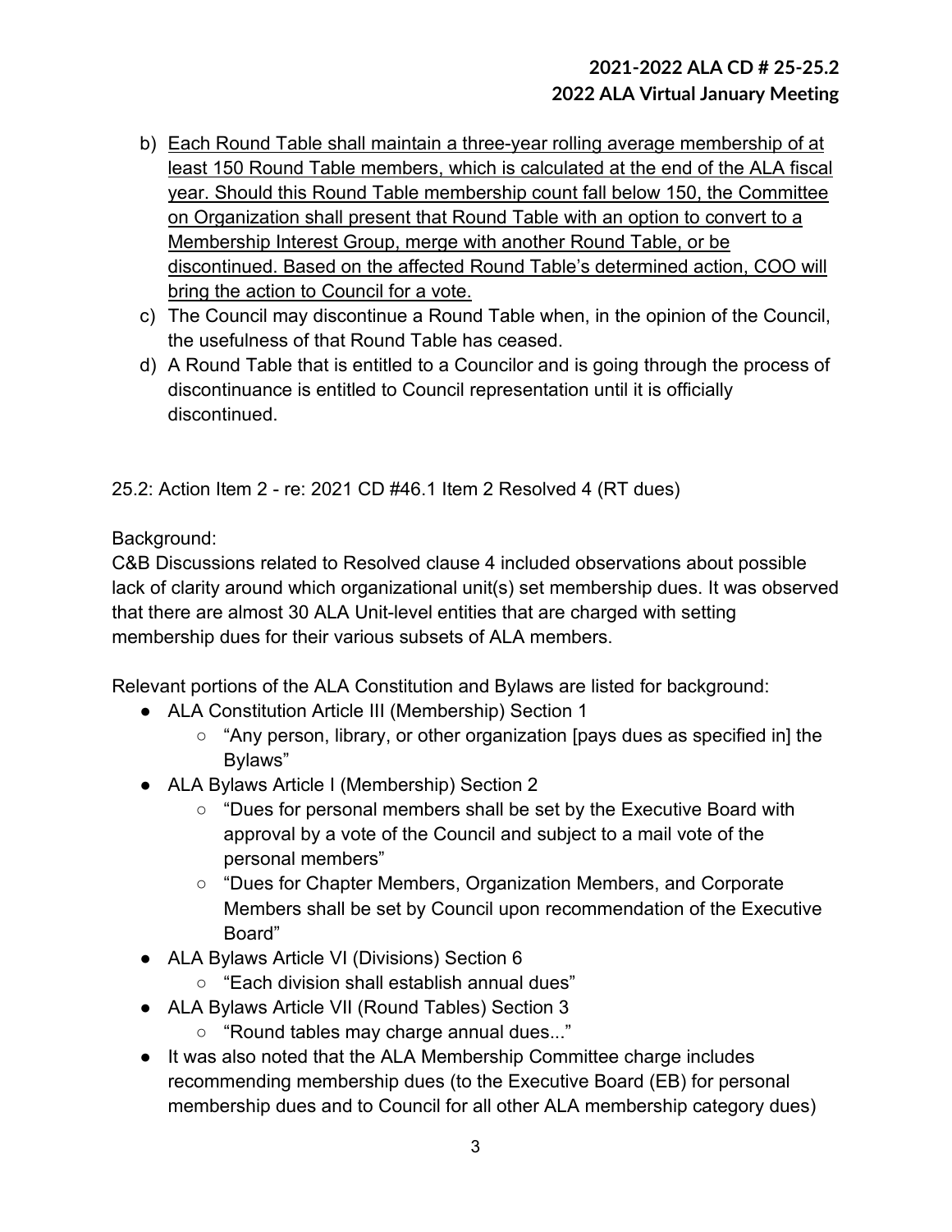b) <u>Each Round Table shall maintain a three-year rolling average membership of at least 150 Round Table members, which is calculated at the end of the ALA fiscal year. Should this Round Table membership count fall below 150, the Committee on Organization shall present that Round Table with an option to convert to a Membership Interest Group, merge with another Round Table, or be discontinued. Based on the affected Round Table's determined action, COO will bring the action to Council for a vote.</u>

c) The Council may discontinue a Round Table when, in the opinion of the Council, the usefulness of that Round Table has ceased.

d) A Round Table that is entitled to a Councilor and is going through the process of discontinuance is entitled to Council representation until it is officially discontinued.

25.2: Action Item 2 - re: 2021 CD #46.1 Item 2 Resolved 4 (RT dues)

Background:

C&B Discussions related to Resolved clause 4 included observations about possible lack of clarity around which organizational unit(s) set membership dues. It was observed that there are almost 30 ALA Unit-level entities that are charged with setting membership dues for their various subsets of ALA members.

Relevant portions of the ALA Constitution and Bylaws are listed for background:

- ALA Constitution Article III (Membership) Section 1
  - "Any person, library, or other organization [pays dues as specified in] the Bylaws"
- ALA Bylaws Article I (Membership) Section 2
  - "Dues for personal members shall be set by the Executive Board with approval by a vote of the Council and subject to a mail vote of the personal members"
  - "Dues for Chapter Members, Organization Members, and Corporate Members shall be set by Council upon recommendation of the Executive Board"
- ALA Bylaws Article VI (Divisions) Section 6
  - "Each division shall establish annual dues"
- ALA Bylaws Article VII (Round Tables) Section 3
  - "Round tables may charge annual dues..."
- It was also noted that the ALA Membership Committee charge includes recommending membership dues (to the Executive Board (EB) for personal membership dues and to Council for all other ALA membership category dues)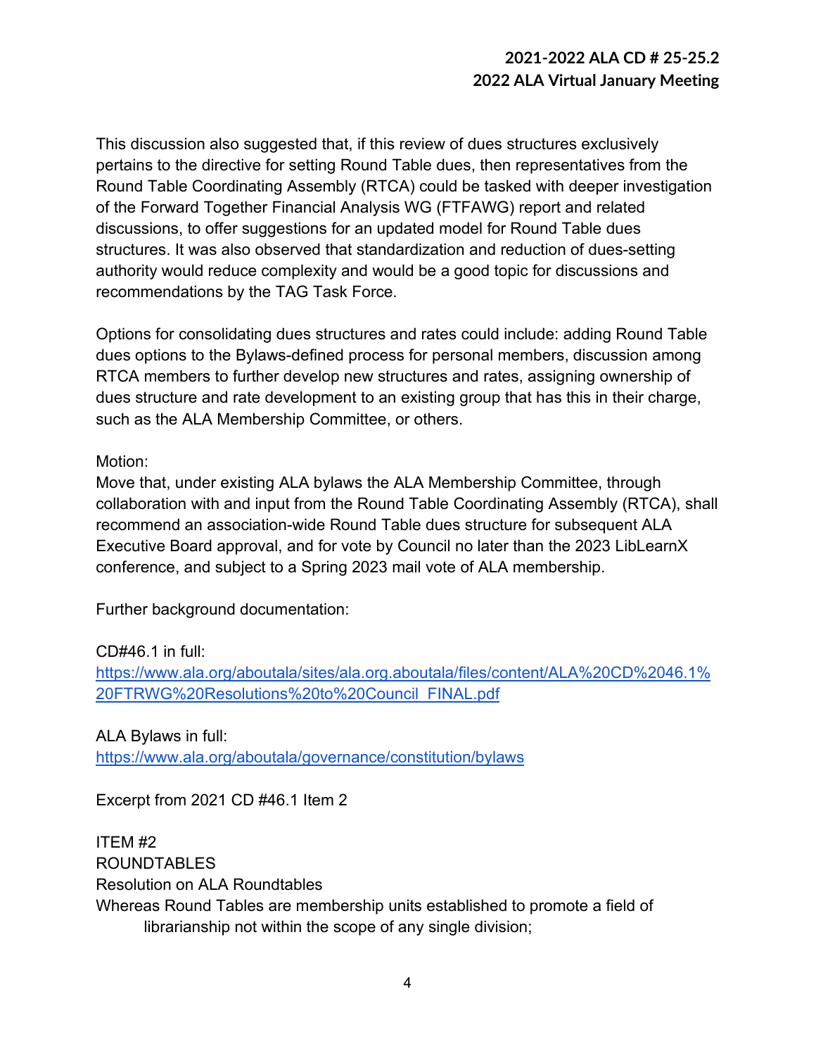This discussion also suggested that, if this review of dues structures exclusively pertains to the directive for setting Round Table dues, then representatives from the Round Table Coordinating Assembly (RTCA) could be tasked with deeper investigation of the Forward Together Financial Analysis WG (FTFAWG) report and related discussions, to offer suggestions for an updated model for Round Table dues structures. It was also observed that standardization and reduction of dues-setting authority would reduce complexity and would be a good topic for discussions and recommendations by the TAG Task Force.

Options for consolidating dues structures and rates could include: adding Round Table dues options to the Bylaws-defined process for personal members, discussion among RTCA members to further develop new structures and rates, assigning ownership of dues structure and rate development to an existing group that has this in their charge, such as the ALA Membership Committee, or others.

Motion:
Move that, under existing ALA bylaws the ALA Membership Committee, through collaboration with and input from the Round Table Coordinating Assembly (RTCA), shall recommend an association-wide Round Table dues structure for subsequent ALA Executive Board approval, and for vote by Council no later than the 2023 LibLearnX conference, and subject to a Spring 2023 mail vote of ALA membership.

Further background documentation:

CD#46.1 in full:
[https://www.ala.org/aboutala/sites/ala.org.aboutala/files/content/ALA%20CD%2046.1%20FTRWG%20Resolutions%20to%20Council_FINAL.pdf](https://www.ala.org/aboutala/sites/ala.org.aboutala/files/content/ALA%20CD%2046.1%20FTRWG%20Resolutions%20to%20Council_FINAL.pdf)

ALA Bylaws in full:
[https://www.ala.org/aboutala/governance/constitution/bylaws](https://www.ala.org/aboutala/governance/constitution/bylaws)

Excerpt from 2021 CD #46.1 Item 2

ITEM #2
ROUNDTABLES
Resolution on ALA Roundtables
Whereas Round Tables are membership units established to promote a field of librarianship not within the scope of any single division;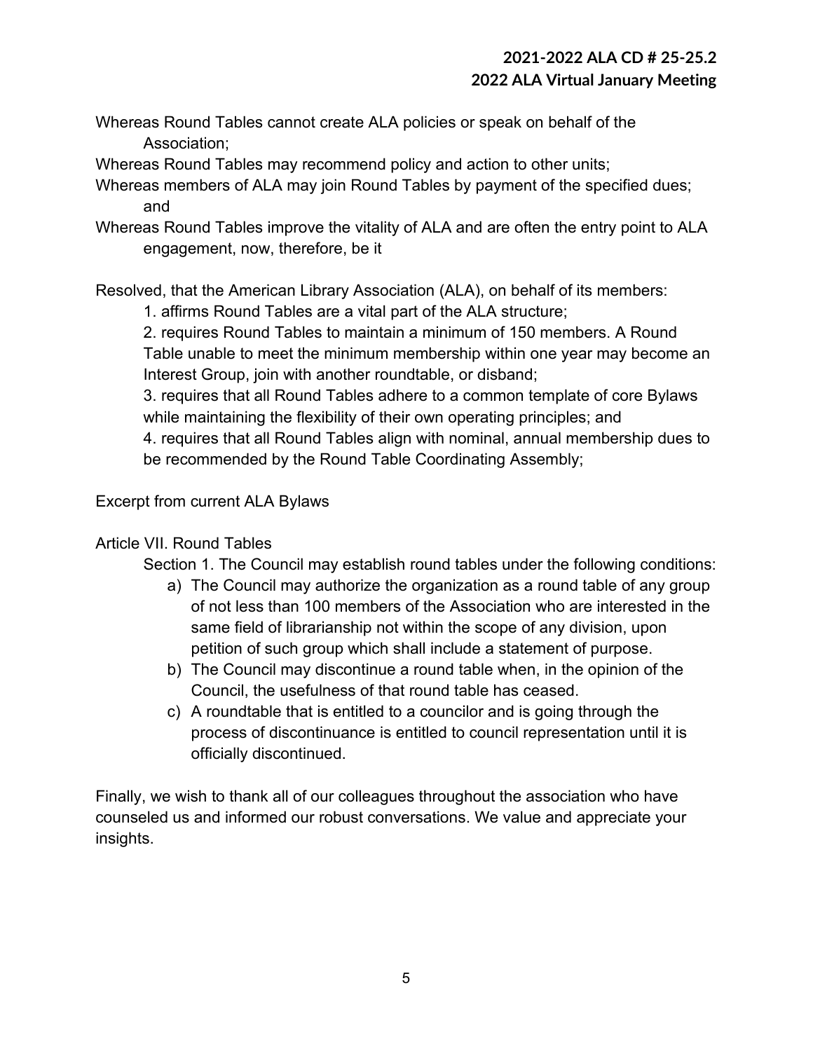Whereas Round Tables cannot create ALA policies or speak on behalf of the Association;

Whereas Round Tables may recommend policy and action to other units;

Whereas members of ALA may join Round Tables by payment of the specified dues; and

Whereas Round Tables improve the vitality of ALA and are often the entry point to ALA engagement, now, therefore, be it

Resolved, that the American Library Association (ALA), on behalf of its members:

1. affirms Round Tables are a vital part of the ALA structure;
2. requires Round Tables to maintain a minimum of 150 members. A Round Table unable to meet the minimum membership within one year may become an Interest Group, join with another roundtable, or disband;
3. requires that all Round Tables adhere to a common template of core Bylaws while maintaining the flexibility of their own operating principles; and
4. requires that all Round Tables align with nominal, annual membership dues to be recommended by the Round Table Coordinating Assembly;

Excerpt from current ALA Bylaws

Article VII. Round Tables

Section 1. The Council may establish round tables under the following conditions:

a) The Council may authorize the organization as a round table of any group of not less than 100 members of the Association who are interested in the same field of librarianship not within the scope of any division, upon petition of such group which shall include a statement of purpose.
b) The Council may discontinue a round table when, in the opinion of the Council, the usefulness of that round table has ceased.
c) A roundtable that is entitled to a councilor and is going through the process of discontinuance is entitled to council representation until it is officially discontinued.

Finally, we wish to thank all of our colleagues throughout the association who have counseled us and informed our robust conversations. We value and appreciate your insights.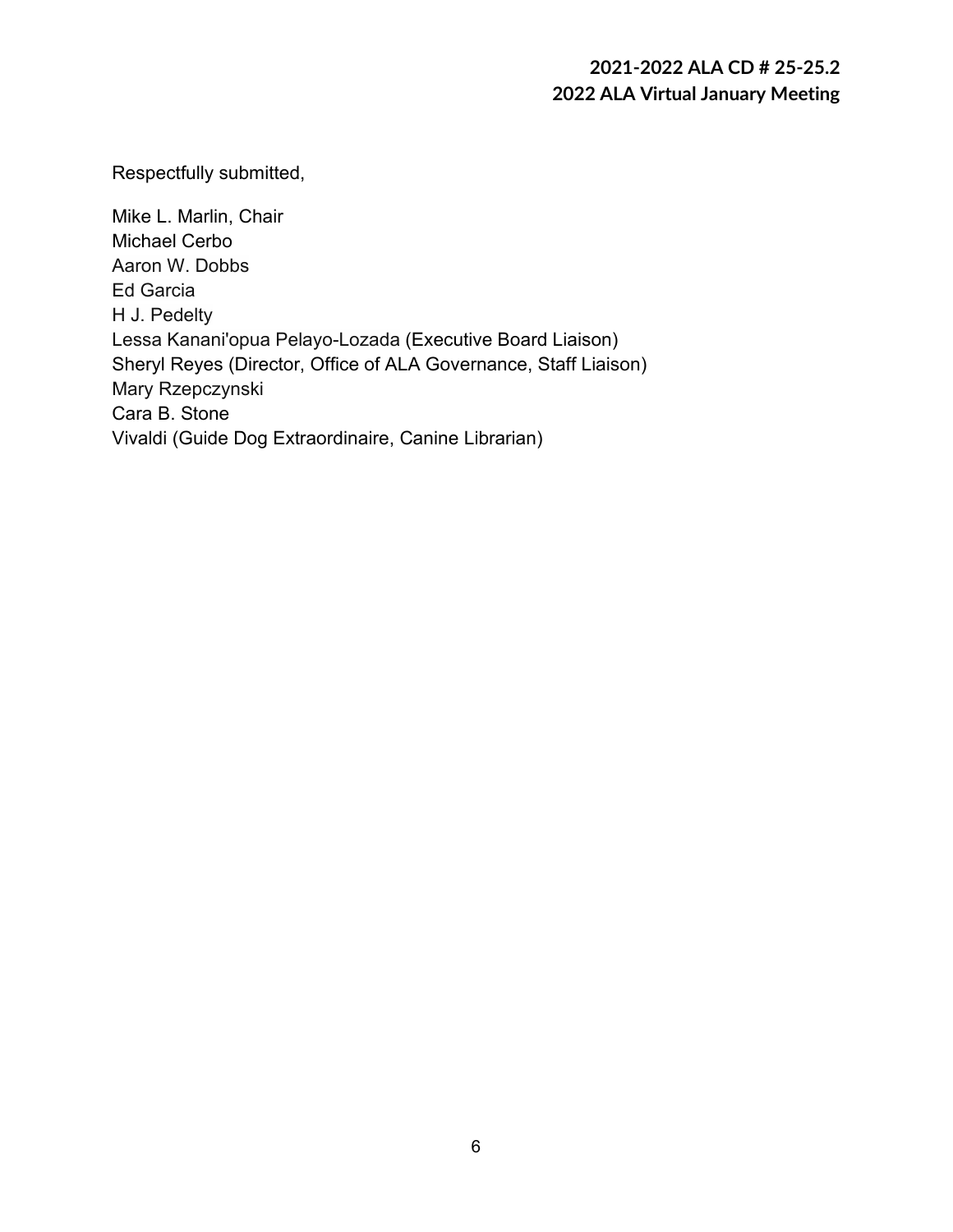Respectfully submitted,

Mike L. Marlin, Chair
Michael Cerbo
Aaron W. Dobbs
Ed Garcia
H J. Pedelty
Lessa Kanani'opua Pelayo-Lozada (Executive Board Liaison)
Sheryl Reyes (Director, Office of ALA Governance, Staff Liaison)
Mary Rzepczynski
Cara B. Stone
Vivaldi (Guide Dog Extraordinaire, Canine Librarian)